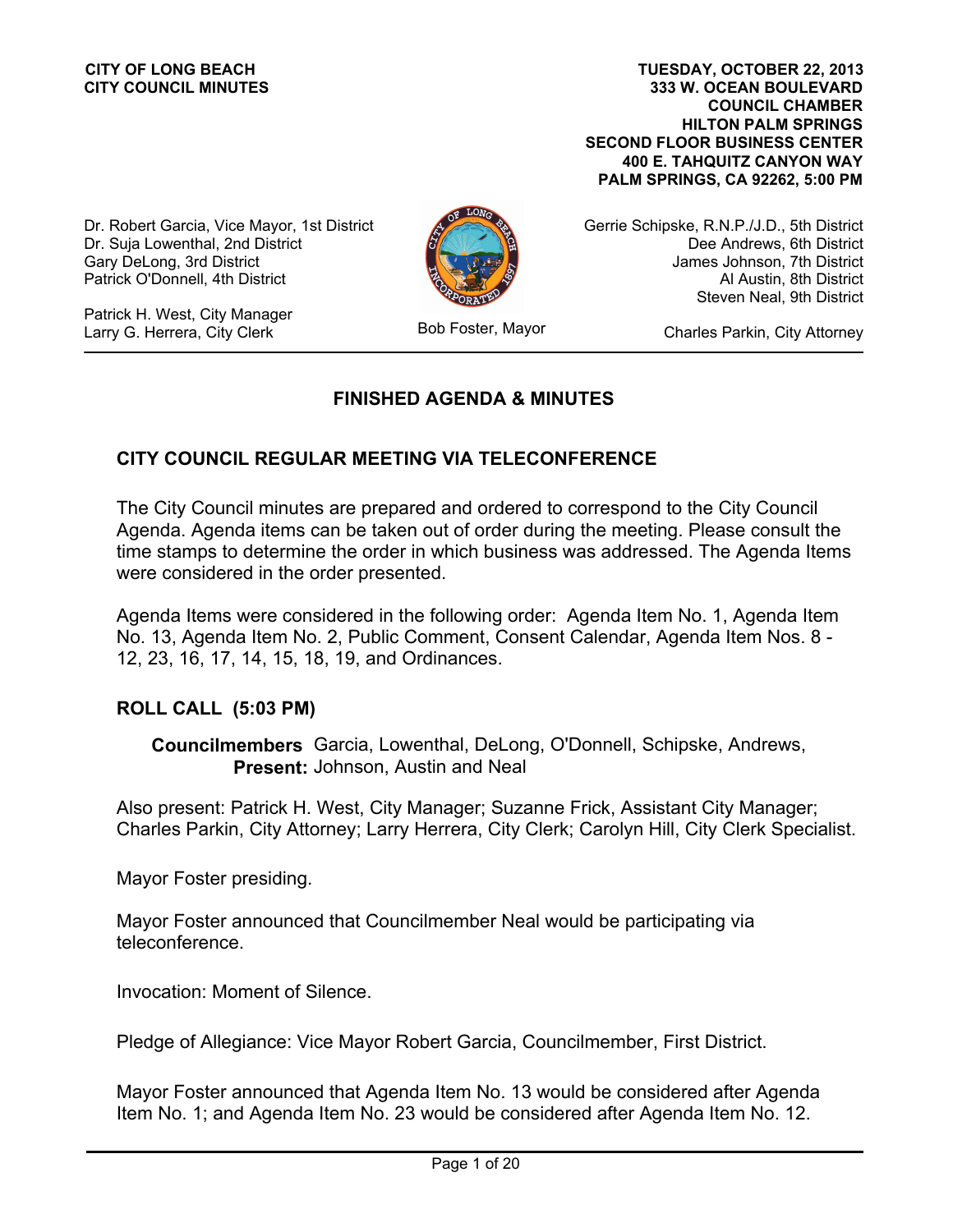**CITY OF LONG BEACH**
**CITY COUNCIL MINUTES**

**TUESDAY, OCTOBER 22, 2013**
**333 W. OCEAN BOULEVARD**
**COUNCIL CHAMBER**
**HILTON PALM SPRINGS**
**SECOND FLOOR BUSINESS CENTER**
**400 E. TAHQUITZ CANYON WAY**
**PALM SPRINGS, CA 92262, 5:00 PM**

Dr. Robert Garcia, Vice Mayor, 1st District
Dr. Suja Lowenthal, 2nd District
Gary DeLong, 3rd District
Patrick O'Donnell, 4th District

Gerrie Schipske, R.N.P./J.D., 5th District
Dee Andrews, 6th District
James Johnson, 7th District
Al Austin, 8th District
Steven Neal, 9th District

Patrick H. West, City Manager
Larry G. Herrera, City Clerk

Bob Foster, Mayor

Charles Parkin, City Attorney

## FINISHED AGENDA & MINUTES

### CITY COUNCIL REGULAR MEETING VIA TELECONFERENCE

The City Council minutes are prepared and ordered to correspond to the City Council Agenda. Agenda items can be taken out of order during the meeting. Please consult the time stamps to determine the order in which business was addressed. The Agenda Items were considered in the order presented.

Agenda Items were considered in the following order: Agenda Item No. 1, Agenda Item No. 13, Agenda Item No. 2, Public Comment, Consent Calendar, Agenda Item Nos. 8 - 12, 23, 16, 17, 14, 15, 18, 19, and Ordinances.

### ROLL CALL (5:03 PM)

**Councilmembers Present:** Garcia, Lowenthal, DeLong, O'Donnell, Schipske, Andrews, Johnson, Austin and Neal

Also present: Patrick H. West, City Manager; Suzanne Frick, Assistant City Manager; Charles Parkin, City Attorney; Larry Herrera, City Clerk; Carolyn Hill, City Clerk Specialist.

Mayor Foster presiding.

Mayor Foster announced that Councilmember Neal would be participating via teleconference.

Invocation: Moment of Silence.

Pledge of Allegiance: Vice Mayor Robert Garcia, Councilmember, First District.

Mayor Foster announced that Agenda Item No. 13 would be considered after Agenda Item No. 1; and Agenda Item No. 23 would be considered after Agenda Item No. 12.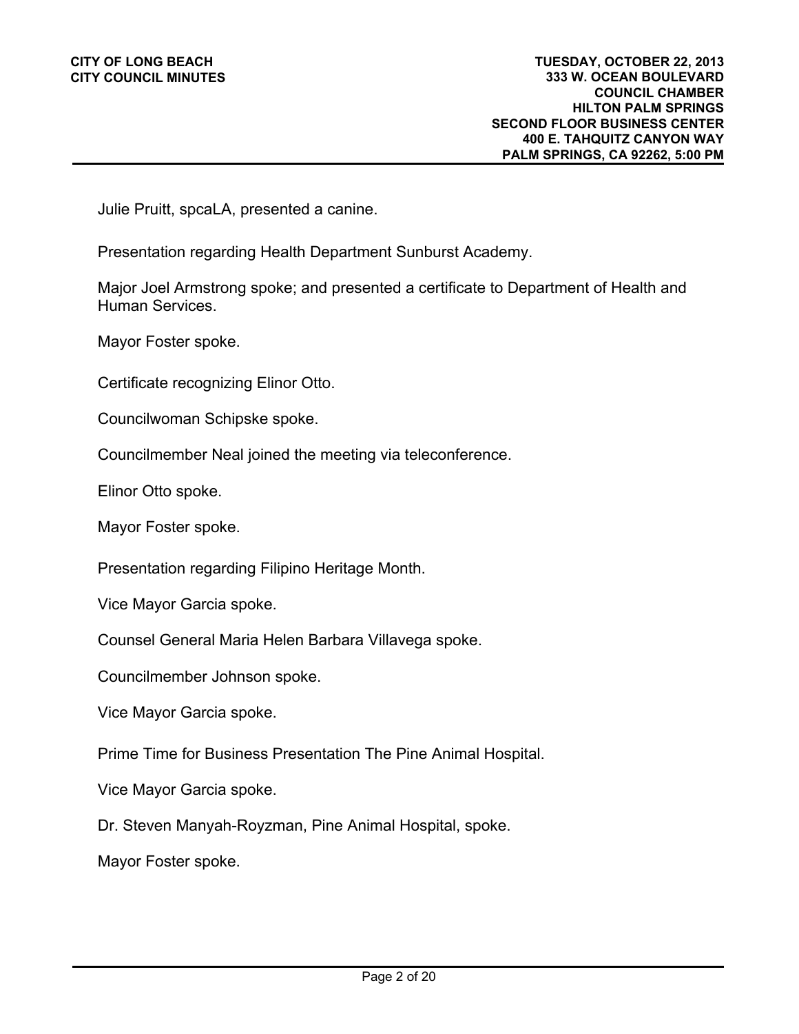Julie Pruitt, spcaLA, presented a canine.

Presentation regarding Health Department Sunburst Academy.

Major Joel Armstrong spoke; and presented a certificate to Department of Health and Human Services.

Mayor Foster spoke.

Certificate recognizing Elinor Otto.

Councilwoman Schipske spoke.

Councilmember Neal joined the meeting via teleconference.

Elinor Otto spoke.

Mayor Foster spoke.

Presentation regarding Filipino Heritage Month.

Vice Mayor Garcia spoke.

Counsel General Maria Helen Barbara Villavega spoke.

Councilmember Johnson spoke.

Vice Mayor Garcia spoke.

Prime Time for Business Presentation The Pine Animal Hospital.

Vice Mayor Garcia spoke.

Dr. Steven Manyah-Royzman, Pine Animal Hospital, spoke.

Mayor Foster spoke.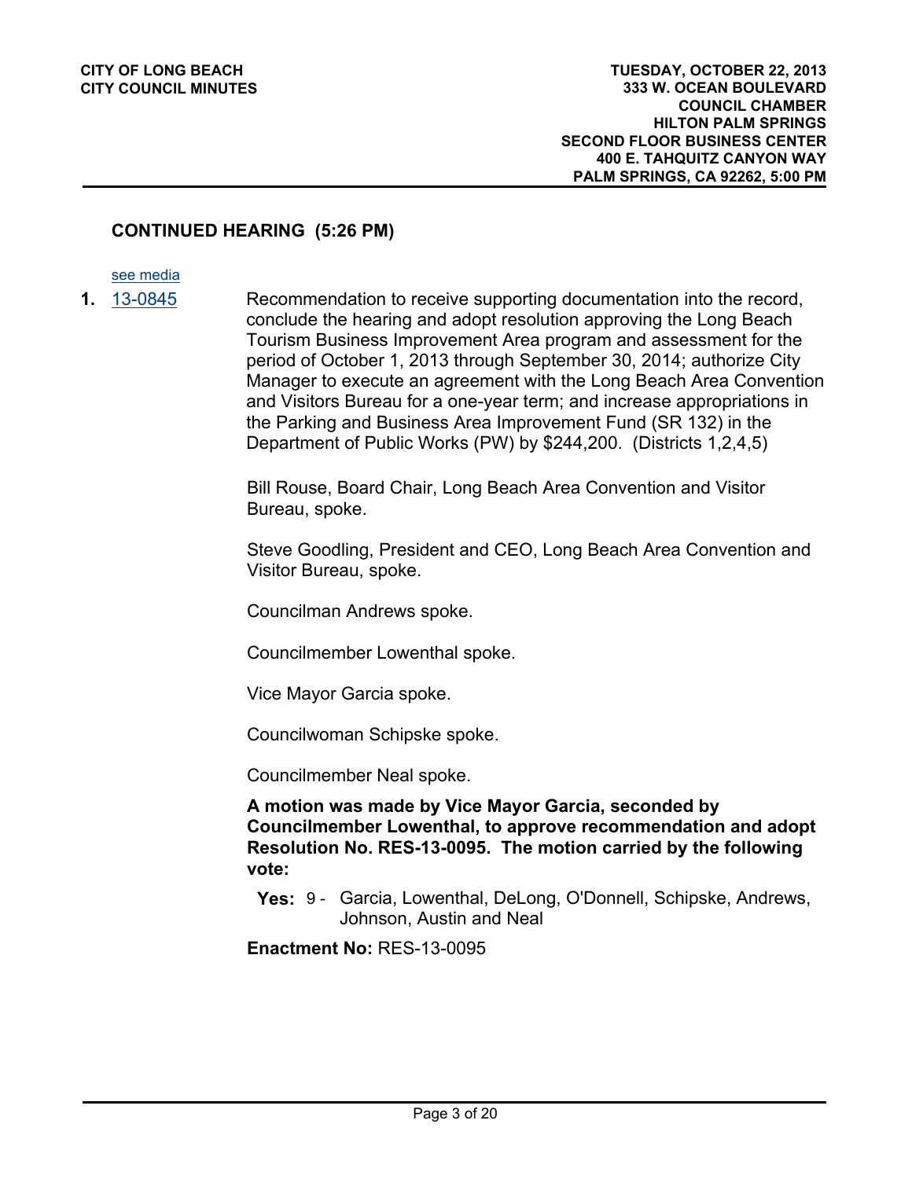## CONTINUED HEARING (5:26 PM)

see media

**1.** 13-0845

Recommendation to receive supporting documentation into the record, conclude the hearing and adopt resolution approving the Long Beach Tourism Business Improvement Area program and assessment for the period of October 1, 2013 through September 30, 2014; authorize City Manager to execute an agreement with the Long Beach Area Convention and Visitors Bureau for a one-year term; and increase appropriations in the Parking and Business Area Improvement Fund (SR 132) in the Department of Public Works (PW) by $244,200. (Districts 1,2,4,5)

Bill Rouse, Board Chair, Long Beach Area Convention and Visitor Bureau, spoke.

Steve Goodling, President and CEO, Long Beach Area Convention and Visitor Bureau, spoke.

Councilman Andrews spoke.

Councilmember Lowenthal spoke.

Vice Mayor Garcia spoke.

Councilwoman Schipske spoke.

Councilmember Neal spoke.

**A motion was made by Vice Mayor Garcia, seconded by Councilmember Lowenthal, to approve recommendation and adopt Resolution No. RES-13-0095. The motion carried by the following vote:**

**Yes:** 9 - Garcia, Lowenthal, DeLong, O'Donnell, Schipske, Andrews, Johnson, Austin and Neal

**Enactment No:** RES-13-0095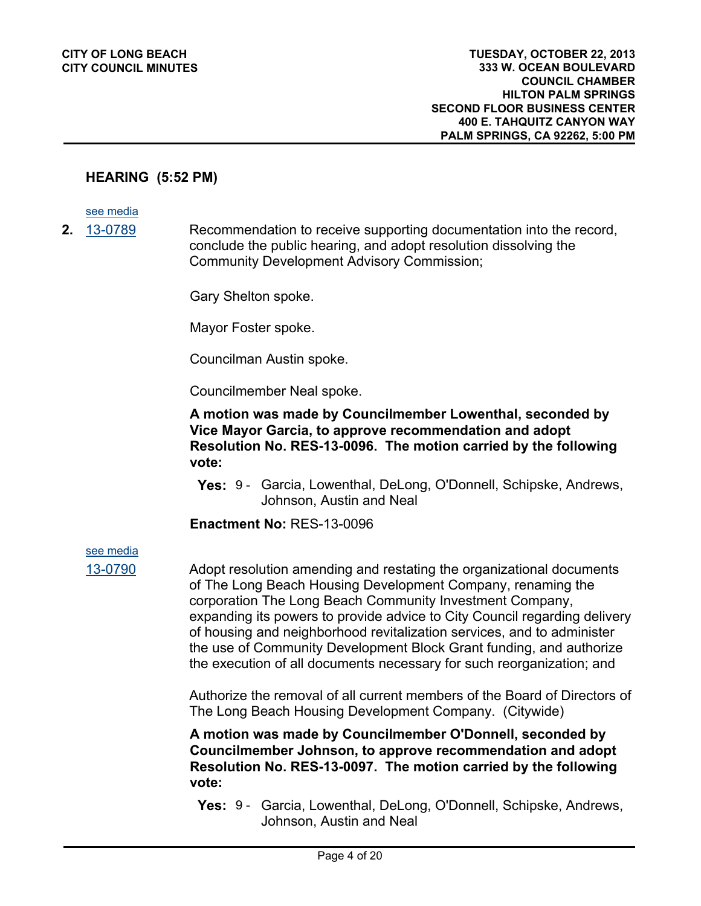## HEARING (5:52 PM)

see media

**2.** 13-0789 Recommendation to receive supporting documentation into the record, conclude the public hearing, and adopt resolution dissolving the Community Development Advisory Commission;

Gary Shelton spoke.

Mayor Foster spoke.

Councilman Austin spoke.

Councilmember Neal spoke.

**A motion was made by Councilmember Lowenthal, seconded by Vice Mayor Garcia, to approve recommendation and adopt Resolution No. RES-13-0096. The motion carried by the following vote:**

**Yes:** 9 - Garcia, Lowenthal, DeLong, O'Donnell, Schipske, Andrews, Johnson, Austin and Neal

**Enactment No:** RES-13-0096

see media

13-0790 Adopt resolution amending and restating the organizational documents of The Long Beach Housing Development Company, renaming the corporation The Long Beach Community Investment Company, expanding its powers to provide advice to City Council regarding delivery of housing and neighborhood revitalization services, and to administer the use of Community Development Block Grant funding, and authorize the execution of all documents necessary for such reorganization; and

Authorize the removal of all current members of the Board of Directors of The Long Beach Housing Development Company. (Citywide)

**A motion was made by Councilmember O'Donnell, seconded by Councilmember Johnson, to approve recommendation and adopt Resolution No. RES-13-0097. The motion carried by the following vote:**

**Yes:** 9 - Garcia, Lowenthal, DeLong, O'Donnell, Schipske, Andrews, Johnson, Austin and Neal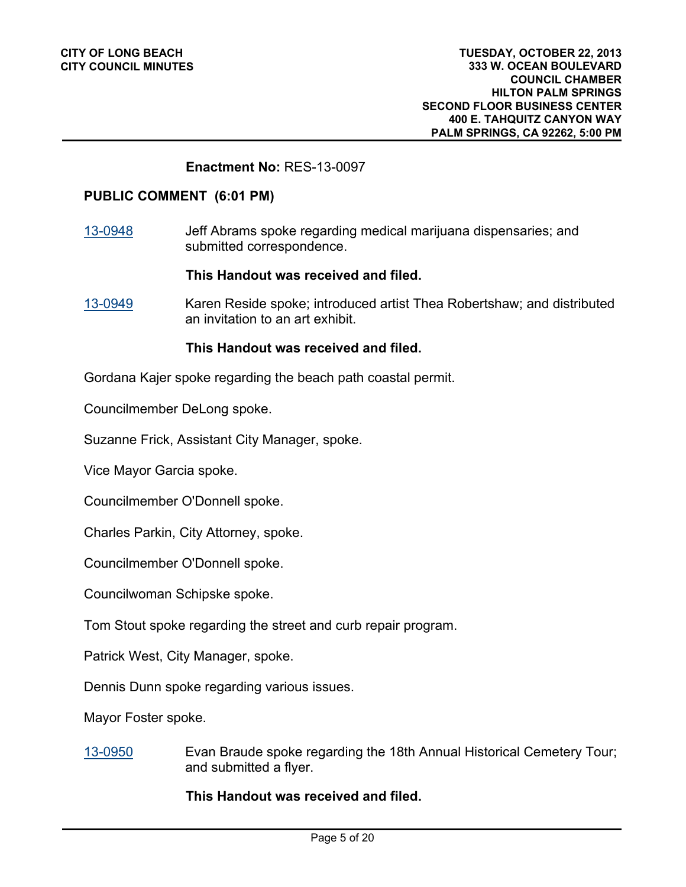**Enactment No:** RES-13-0097

## PUBLIC COMMENT (6:01 PM)

13-0948 Jeff Abrams spoke regarding medical marijuana dispensaries; and submitted correspondence.

**This Handout was received and filed.**

13-0949 Karen Reside spoke; introduced artist Thea Robertshaw; and distributed an invitation to an art exhibit.

**This Handout was received and filed.**

Gordana Kajer spoke regarding the beach path coastal permit.

Councilmember DeLong spoke.

Suzanne Frick, Assistant City Manager, spoke.

Vice Mayor Garcia spoke.

Councilmember O'Donnell spoke.

Charles Parkin, City Attorney, spoke.

Councilmember O'Donnell spoke.

Councilwoman Schipske spoke.

Tom Stout spoke regarding the street and curb repair program.

Patrick West, City Manager, spoke.

Dennis Dunn spoke regarding various issues.

Mayor Foster spoke.

13-0950 Evan Braude spoke regarding the 18th Annual Historical Cemetery Tour; and submitted a flyer.

**This Handout was received and filed.**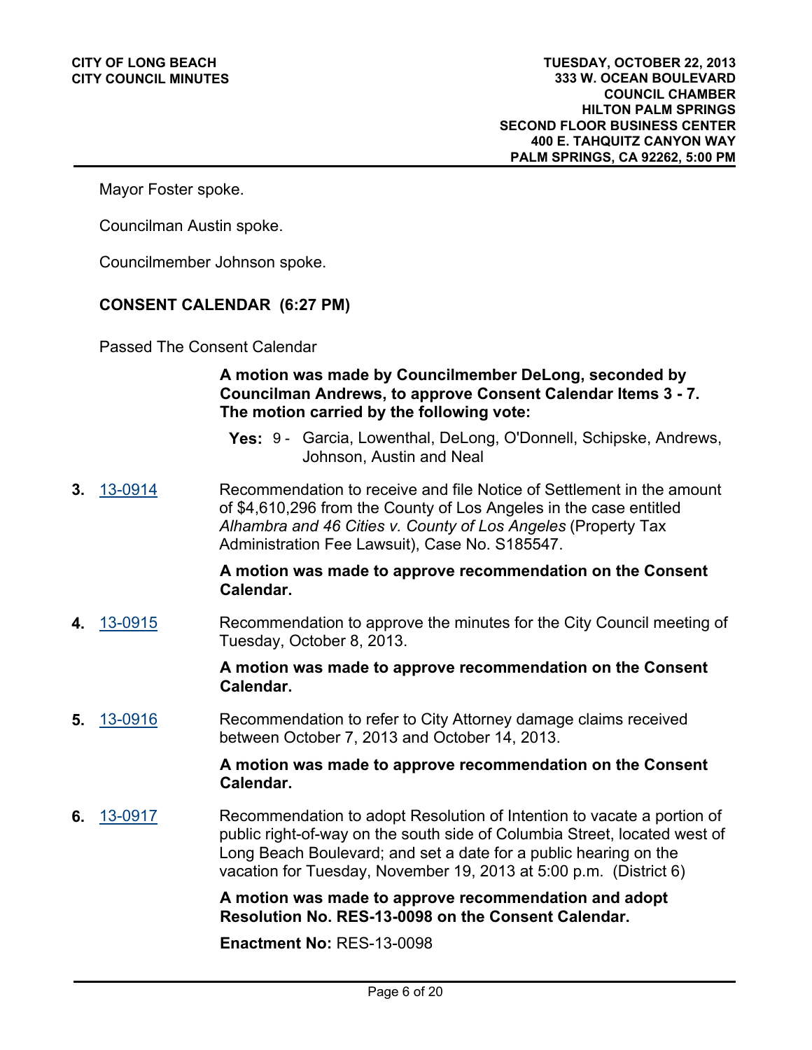Mayor Foster spoke.

Councilman Austin spoke.

Councilmember Johnson spoke.

## CONSENT CALENDAR (6:27 PM)

Passed The Consent Calendar

**A motion was made by Councilmember DeLong, seconded by Councilman Andrews, to approve Consent Calendar Items 3 - 7. The motion carried by the following vote:**

**Yes:** 9 - Garcia, Lowenthal, DeLong, O'Donnell, Schipske, Andrews, Johnson, Austin and Neal

**3.** 13-0914 Recommendation to receive and file Notice of Settlement in the amount of $4,610,296 from the County of Los Angeles in the case entitled *Alhambra and 46 Cities v. County of Los Angeles* (Property Tax Administration Fee Lawsuit), Case No. S185547.

**A motion was made to approve recommendation on the Consent Calendar.**

**4.** 13-0915 Recommendation to approve the minutes for the City Council meeting of Tuesday, October 8, 2013.

**A motion was made to approve recommendation on the Consent Calendar.**

**5.** 13-0916 Recommendation to refer to City Attorney damage claims received between October 7, 2013 and October 14, 2013.

**A motion was made to approve recommendation on the Consent Calendar.**

**6.** 13-0917 Recommendation to adopt Resolution of Intention to vacate a portion of public right-of-way on the south side of Columbia Street, located west of Long Beach Boulevard; and set a date for a public hearing on the vacation for Tuesday, November 19, 2013 at 5:00 p.m. (District 6)

**A motion was made to approve recommendation and adopt Resolution No. RES-13-0098 on the Consent Calendar.**

**Enactment No:** RES-13-0098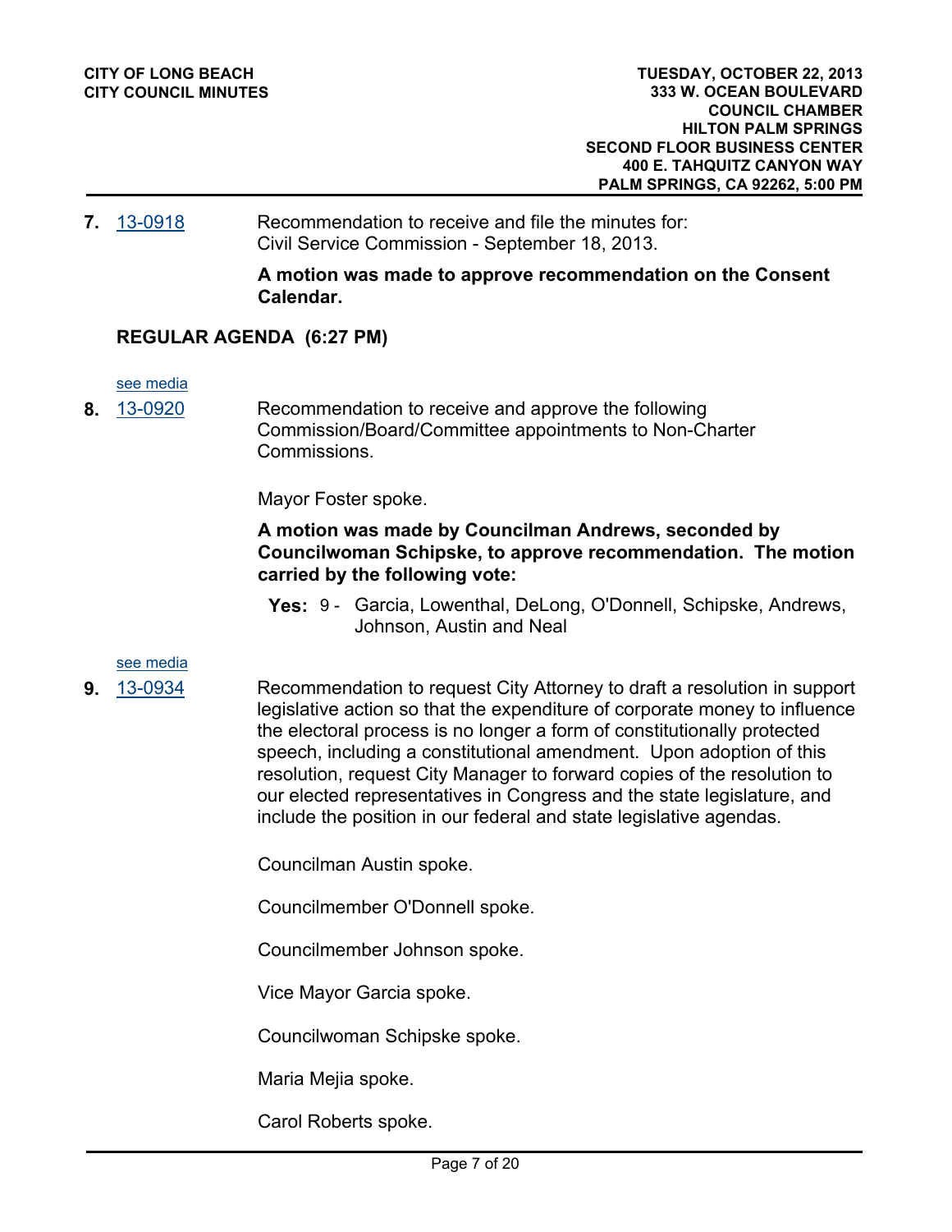**7.** 13-0918 Recommendation to receive and file the minutes for:
Civil Service Commission - September 18, 2013.

**A motion was made to approve recommendation on the Consent Calendar.**

## REGULAR AGENDA (6:27 PM)

see media

**8.** 13-0920 Recommendation to receive and approve the following Commission/Board/Committee appointments to Non-Charter Commissions.

Mayor Foster spoke.

**A motion was made by Councilman Andrews, seconded by Councilwoman Schipske, to approve recommendation. The motion carried by the following vote:**

**Yes:** 9 - Garcia, Lowenthal, DeLong, O'Donnell, Schipske, Andrews, Johnson, Austin and Neal

see media

**9.** 13-0934 Recommendation to request City Attorney to draft a resolution in support legislative action so that the expenditure of corporate money to influence the electoral process is no longer a form of constitutionally protected speech, including a constitutional amendment. Upon adoption of this resolution, request City Manager to forward copies of the resolution to our elected representatives in Congress and the state legislature, and include the position in our federal and state legislative agendas.

Councilman Austin spoke.

Councilmember O'Donnell spoke.

Councilmember Johnson spoke.

Vice Mayor Garcia spoke.

Councilwoman Schipske spoke.

Maria Mejia spoke.

Carol Roberts spoke.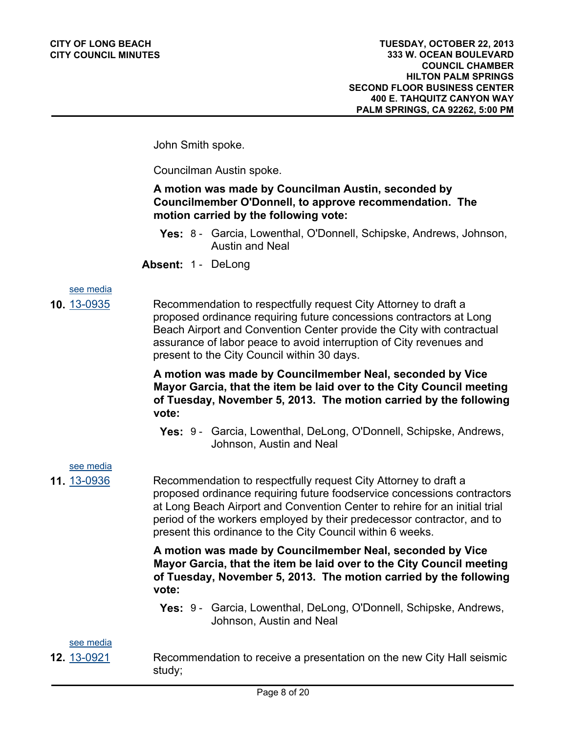John Smith spoke.

Councilman Austin spoke.

**A motion was made by Councilman Austin, seconded by Councilmember O'Donnell, to approve recommendation. The motion carried by the following vote:**

**Yes:** 8 - Garcia, Lowenthal, O'Donnell, Schipske, Andrews, Johnson, Austin and Neal

**Absent:** 1 - DeLong

see media

**10.** 13-0935

Recommendation to respectfully request City Attorney to draft a proposed ordinance requiring future concessions contractors at Long Beach Airport and Convention Center provide the City with contractual assurance of labor peace to avoid interruption of City revenues and present to the City Council within 30 days.

**A motion was made by Councilmember Neal, seconded by Vice Mayor Garcia, that the item be laid over to the City Council meeting of Tuesday, November 5, 2013. The motion carried by the following vote:**

**Yes:** 9 - Garcia, Lowenthal, DeLong, O'Donnell, Schipske, Andrews, Johnson, Austin and Neal

see media

**11.** 13-0936

Recommendation to respectfully request City Attorney to draft a proposed ordinance requiring future foodservice concessions contractors at Long Beach Airport and Convention Center to rehire for an initial trial period of the workers employed by their predecessor contractor, and to present this ordinance to the City Council within 6 weeks.

**A motion was made by Councilmember Neal, seconded by Vice Mayor Garcia, that the item be laid over to the City Council meeting of Tuesday, November 5, 2013. The motion carried by the following vote:**

**Yes:** 9 - Garcia, Lowenthal, DeLong, O'Donnell, Schipske, Andrews, Johnson, Austin and Neal

see media

**12.** 13-0921

Recommendation to receive a presentation on the new City Hall seismic study;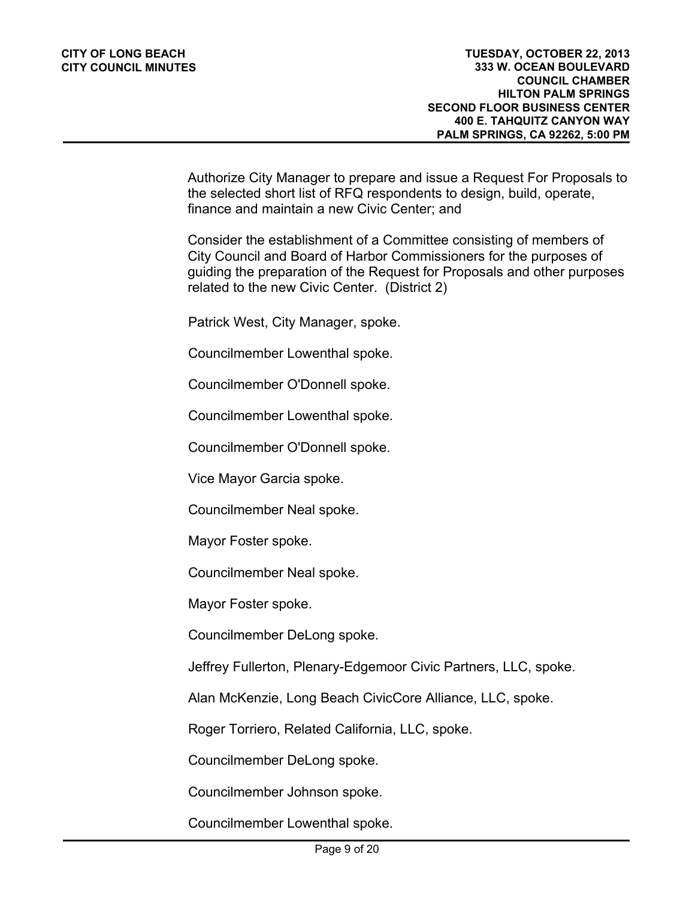Authorize City Manager to prepare and issue a Request For Proposals to the selected short list of RFQ respondents to design, build, operate, finance and maintain a new Civic Center; and

Consider the establishment of a Committee consisting of members of City Council and Board of Harbor Commissioners for the purposes of guiding the preparation of the Request for Proposals and other purposes related to the new Civic Center. (District 2)

Patrick West, City Manager, spoke.

Councilmember Lowenthal spoke.

Councilmember O'Donnell spoke.

Councilmember Lowenthal spoke.

Councilmember O'Donnell spoke.

Vice Mayor Garcia spoke.

Councilmember Neal spoke.

Mayor Foster spoke.

Councilmember Neal spoke.

Mayor Foster spoke.

Councilmember DeLong spoke.

Jeffrey Fullerton, Plenary-Edgemoor Civic Partners, LLC, spoke.

Alan McKenzie, Long Beach CivicCore Alliance, LLC, spoke.

Roger Torriero, Related California, LLC, spoke.

Councilmember DeLong spoke.

Councilmember Johnson spoke.

Councilmember Lowenthal spoke.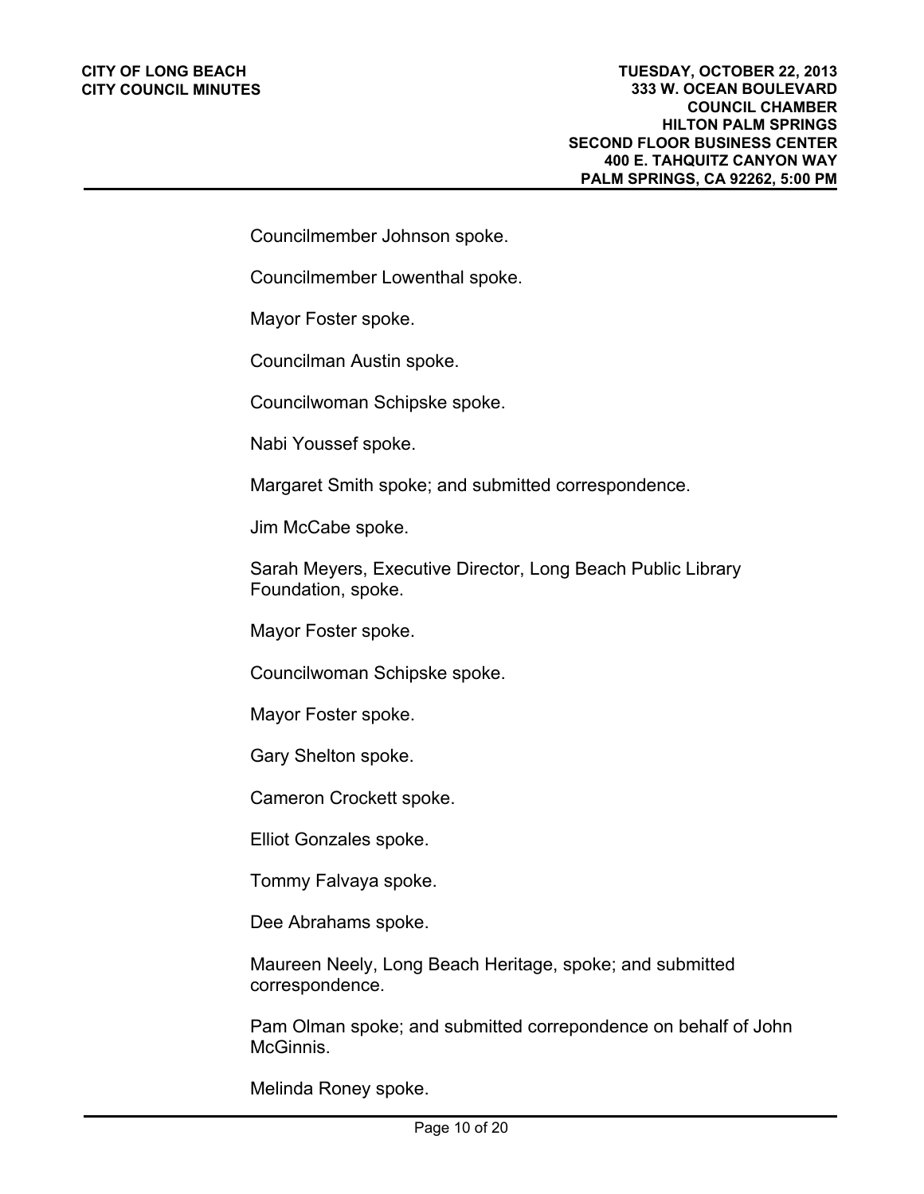Councilmember Johnson spoke.

Councilmember Lowenthal spoke.

Mayor Foster spoke.

Councilman Austin spoke.

Councilwoman Schipske spoke.

Nabi Youssef spoke.

Margaret Smith spoke; and submitted correspondence.

Jim McCabe spoke.

Sarah Meyers, Executive Director, Long Beach Public Library Foundation, spoke.

Mayor Foster spoke.

Councilwoman Schipske spoke.

Mayor Foster spoke.

Gary Shelton spoke.

Cameron Crockett spoke.

Elliot Gonzales spoke.

Tommy Falvaya spoke.

Dee Abrahams spoke.

Maureen Neely, Long Beach Heritage, spoke; and submitted correspondence.

Pam Olman spoke; and submitted correpondence on behalf of John McGinnis.

Melinda Roney spoke.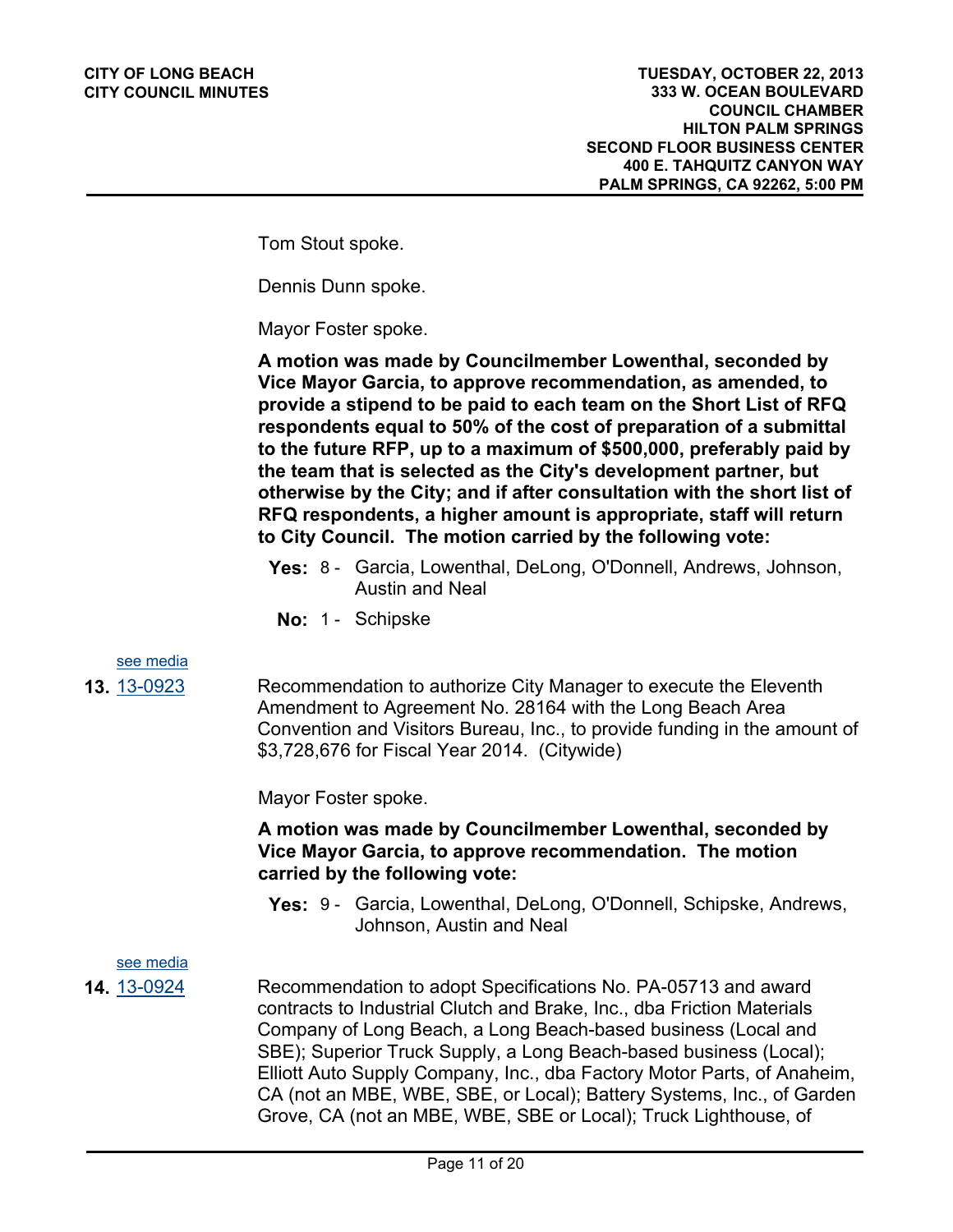Tom Stout spoke.

Dennis Dunn spoke.

Mayor Foster spoke.

**A motion was made by Councilmember Lowenthal, seconded by Vice Mayor Garcia, to approve recommendation, as amended, to provide a stipend to be paid to each team on the Short List of RFQ respondents equal to 50% of the cost of preparation of a submittal to the future RFP, up to a maximum of $500,000, preferably paid by the team that is selected as the City's development partner, but otherwise by the City; and if after consultation with the short list of RFQ respondents, a higher amount is appropriate, staff will return to City Council. The motion carried by the following vote:**

**Yes:** 8 - Garcia, Lowenthal, DeLong, O'Donnell, Andrews, Johnson, Austin and Neal

**No:** 1 - Schipske

see media

**13.** 13-0923

Recommendation to authorize City Manager to execute the Eleventh Amendment to Agreement No. 28164 with the Long Beach Area Convention and Visitors Bureau, Inc., to provide funding in the amount of $3,728,676 for Fiscal Year 2014. (Citywide)

Mayor Foster spoke.

**A motion was made by Councilmember Lowenthal, seconded by Vice Mayor Garcia, to approve recommendation. The motion carried by the following vote:**

**Yes:** 9 - Garcia, Lowenthal, DeLong, O'Donnell, Schipske, Andrews, Johnson, Austin and Neal

see media

**14.** 13-0924

Recommendation to adopt Specifications No. PA-05713 and award contracts to Industrial Clutch and Brake, Inc., dba Friction Materials Company of Long Beach, a Long Beach-based business (Local and SBE); Superior Truck Supply, a Long Beach-based business (Local); Elliott Auto Supply Company, Inc., dba Factory Motor Parts, of Anaheim, CA (not an MBE, WBE, SBE, or Local); Battery Systems, Inc., of Garden Grove, CA (not an MBE, WBE, SBE or Local); Truck Lighthouse, of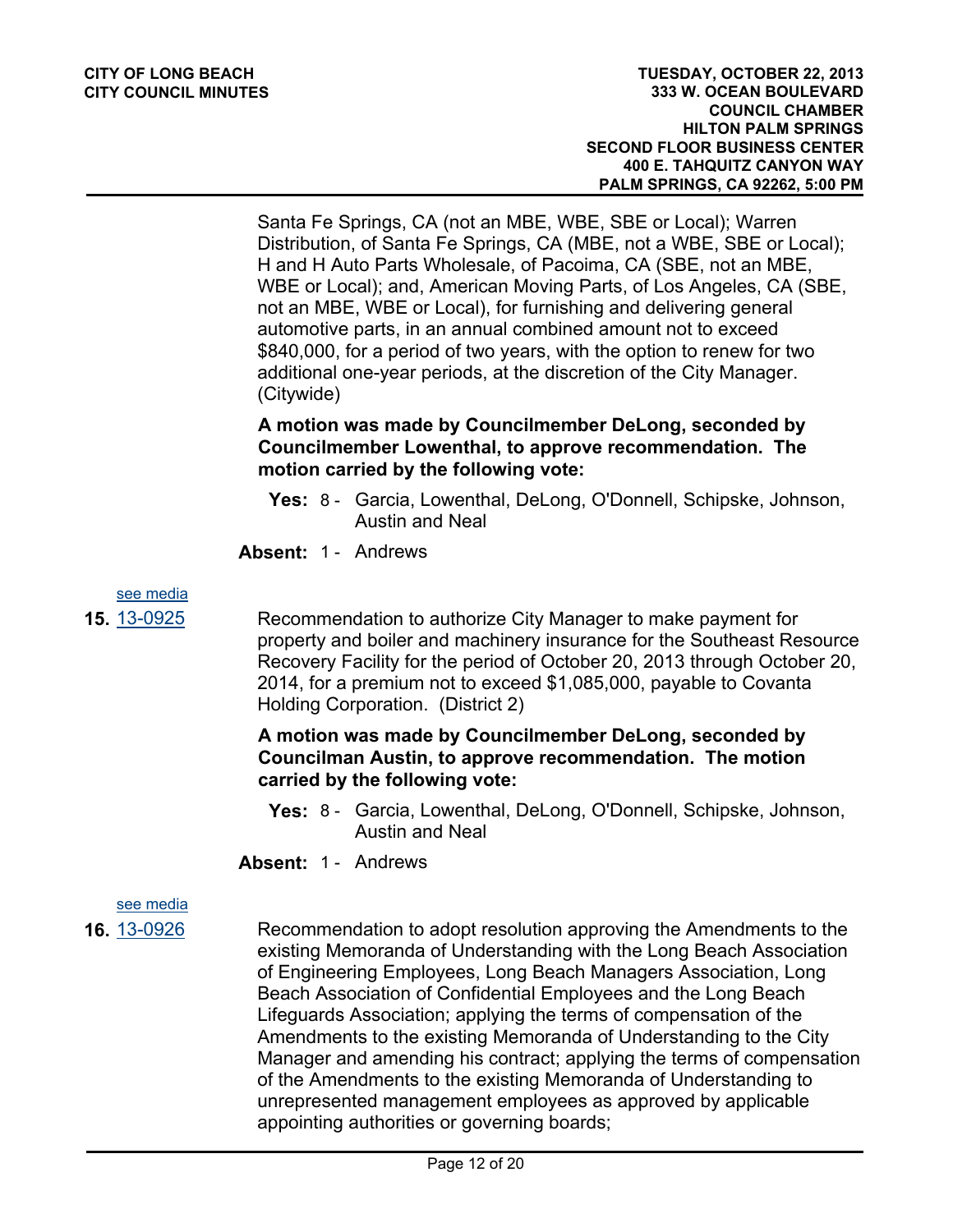Santa Fe Springs, CA (not an MBE, WBE, SBE or Local); Warren Distribution, of Santa Fe Springs, CA (MBE, not a WBE, SBE or Local); H and H Auto Parts Wholesale, of Pacoima, CA (SBE, not an MBE, WBE or Local); and, American Moving Parts, of Los Angeles, CA (SBE, not an MBE, WBE or Local), for furnishing and delivering general automotive parts, in an annual combined amount not to exceed $840,000, for a period of two years, with the option to renew for two additional one-year periods, at the discretion of the City Manager. (Citywide)

**A motion was made by Councilmember DeLong, seconded by Councilmember Lowenthal, to approve recommendation. The motion carried by the following vote:**

**Yes:** 8 - Garcia, Lowenthal, DeLong, O'Donnell, Schipske, Johnson, Austin and Neal

**Absent:** 1 - Andrews

see media

**15.** 13-0925

Recommendation to authorize City Manager to make payment for property and boiler and machinery insurance for the Southeast Resource Recovery Facility for the period of October 20, 2013 through October 20, 2014, for a premium not to exceed $1,085,000, payable to Covanta Holding Corporation. (District 2)

**A motion was made by Councilmember DeLong, seconded by Councilman Austin, to approve recommendation. The motion carried by the following vote:**

**Yes:** 8 - Garcia, Lowenthal, DeLong, O'Donnell, Schipske, Johnson, Austin and Neal

**Absent:** 1 - Andrews

see media

**16.** 13-0926

Recommendation to adopt resolution approving the Amendments to the existing Memoranda of Understanding with the Long Beach Association of Engineering Employees, Long Beach Managers Association, Long Beach Association of Confidential Employees and the Long Beach Lifeguards Association; applying the terms of compensation of the Amendments to the existing Memoranda of Understanding to the City Manager and amending his contract; applying the terms of compensation of the Amendments to the existing Memoranda of Understanding to unrepresented management employees as approved by applicable appointing authorities or governing boards;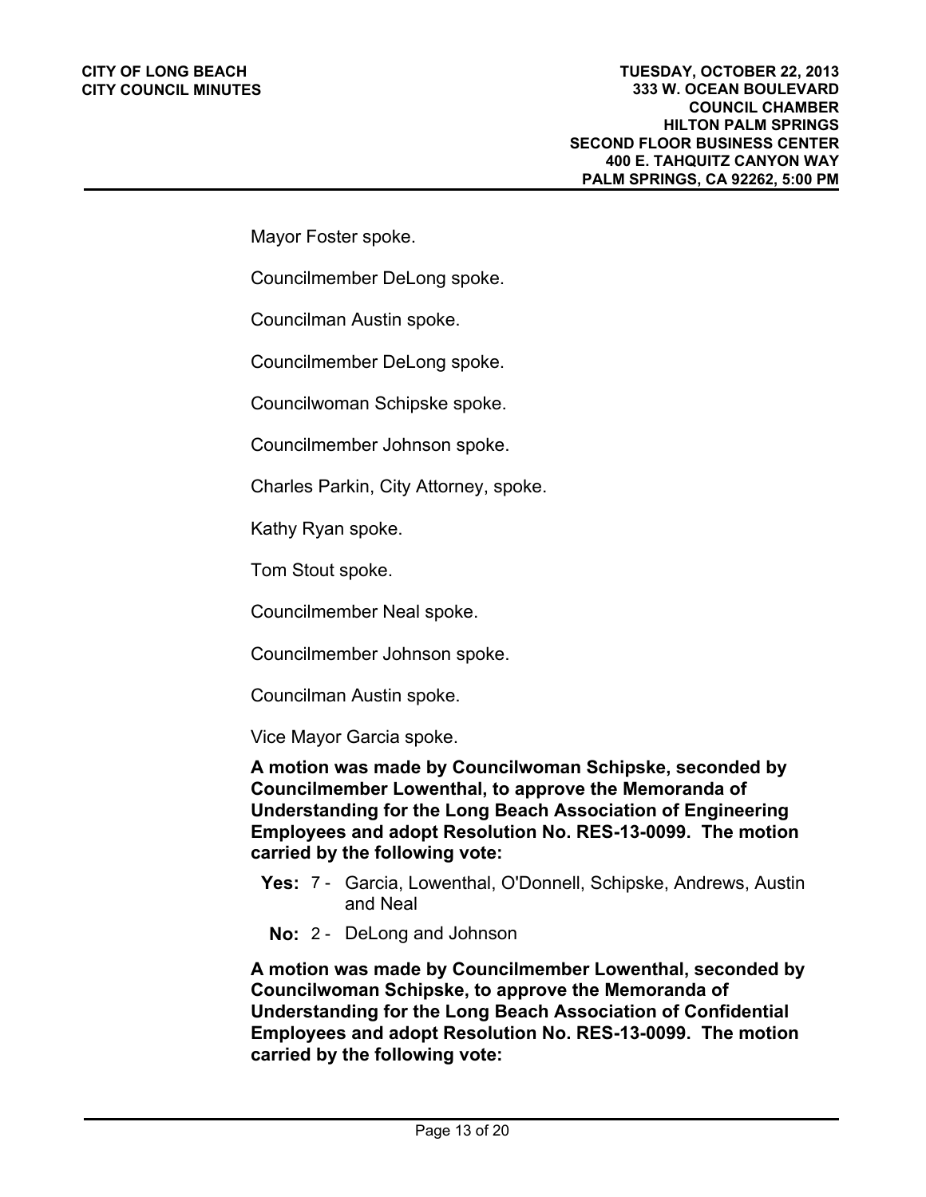Mayor Foster spoke.

Councilmember DeLong spoke.

Councilman Austin spoke.

Councilmember DeLong spoke.

Councilwoman Schipske spoke.

Councilmember Johnson spoke.

Charles Parkin, City Attorney, spoke.

Kathy Ryan spoke.

Tom Stout spoke.

Councilmember Neal spoke.

Councilmember Johnson spoke.

Councilman Austin spoke.

Vice Mayor Garcia spoke.

**A motion was made by Councilwoman Schipske, seconded by Councilmember Lowenthal, to approve the Memoranda of Understanding for the Long Beach Association of Engineering Employees and adopt Resolution No. RES-13-0099. The motion carried by the following vote:**

**Yes:** 7 - Garcia, Lowenthal, O'Donnell, Schipske, Andrews, Austin and Neal

**No:** 2 - DeLong and Johnson

**A motion was made by Councilmember Lowenthal, seconded by Councilwoman Schipske, to approve the Memoranda of Understanding for the Long Beach Association of Confidential Employees and adopt Resolution No. RES-13-0099. The motion carried by the following vote:**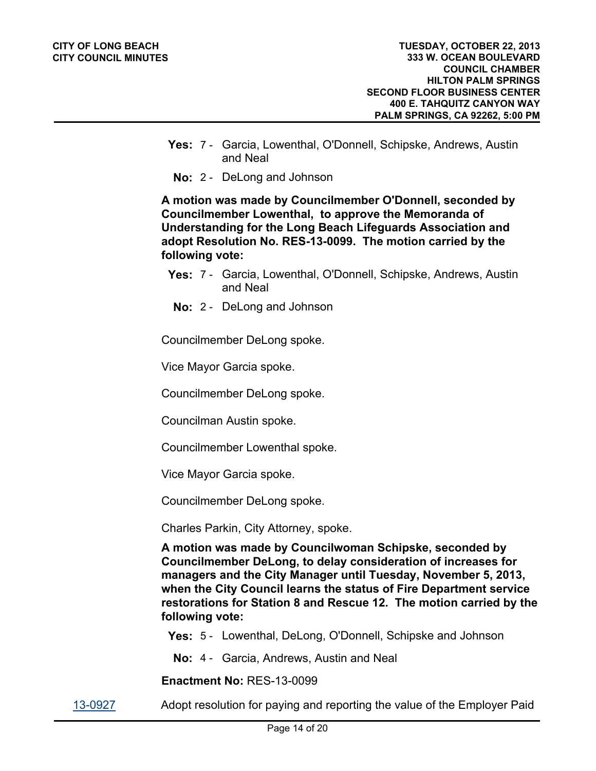**Yes:** 7 - Garcia, Lowenthal, O'Donnell, Schipske, Andrews, Austin and Neal

**No:** 2 - DeLong and Johnson

**A motion was made by Councilmember O'Donnell, seconded by Councilmember Lowenthal, to approve the Memoranda of Understanding for the Long Beach Lifeguards Association and adopt Resolution No. RES-13-0099. The motion carried by the following vote:**

**Yes:** 7 - Garcia, Lowenthal, O'Donnell, Schipske, Andrews, Austin and Neal

**No:** 2 - DeLong and Johnson

Councilmember DeLong spoke.

Vice Mayor Garcia spoke.

Councilmember DeLong spoke.

Councilman Austin spoke.

Councilmember Lowenthal spoke.

Vice Mayor Garcia spoke.

Councilmember DeLong spoke.

Charles Parkin, City Attorney, spoke.

**A motion was made by Councilwoman Schipske, seconded by Councilmember DeLong, to delay consideration of increases for managers and the City Manager until Tuesday, November 5, 2013, when the City Council learns the status of Fire Department service restorations for Station 8 and Rescue 12. The motion carried by the following vote:**

**Yes:** 5 - Lowenthal, DeLong, O'Donnell, Schipske and Johnson

**No:** 4 - Garcia, Andrews, Austin and Neal

**Enactment No:** RES-13-0099

13-0927 Adopt resolution for paying and reporting the value of the Employer Paid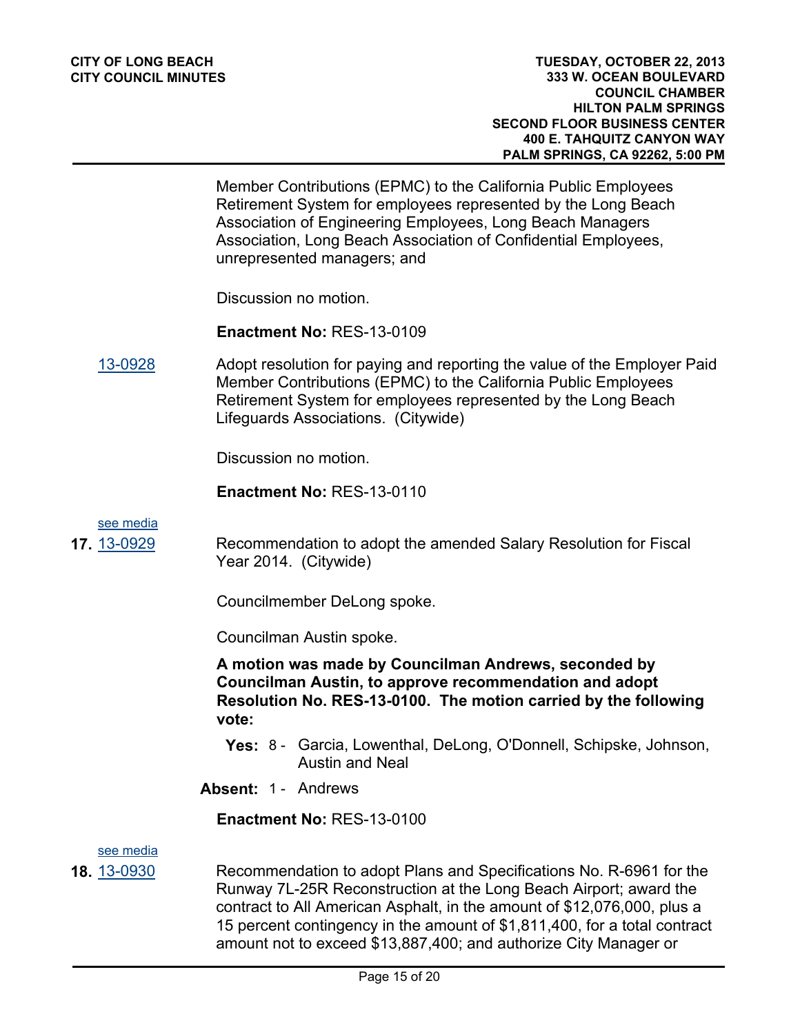Member Contributions (EPMC) to the California Public Employees Retirement System for employees represented by the Long Beach Association of Engineering Employees, Long Beach Managers Association, Long Beach Association of Confidential Employees, unrepresented managers; and

Discussion no motion.

**Enactment No:** RES-13-0109

13-0928 Adopt resolution for paying and reporting the value of the Employer Paid Member Contributions (EPMC) to the California Public Employees Retirement System for employees represented by the Long Beach Lifeguards Associations. (Citywide)

Discussion no motion.

**Enactment No:** RES-13-0110

see media

**17.** 13-0929 Recommendation to adopt the amended Salary Resolution for Fiscal Year 2014. (Citywide)

Councilmember DeLong spoke.

Councilman Austin spoke.

**A motion was made by Councilman Andrews, seconded by Councilman Austin, to approve recommendation and adopt Resolution No. RES-13-0100. The motion carried by the following vote:**

**Yes:** 8 - Garcia, Lowenthal, DeLong, O'Donnell, Schipske, Johnson, Austin and Neal

**Absent:** 1 - Andrews

**Enactment No:** RES-13-0100

see media

**18.** 13-0930 Recommendation to adopt Plans and Specifications No. R-6961 for the Runway 7L-25R Reconstruction at the Long Beach Airport; award the contract to All American Asphalt, in the amount of $12,076,000, plus a 15 percent contingency in the amount of $1,811,400, for a total contract amount not to exceed $13,887,400; and authorize City Manager or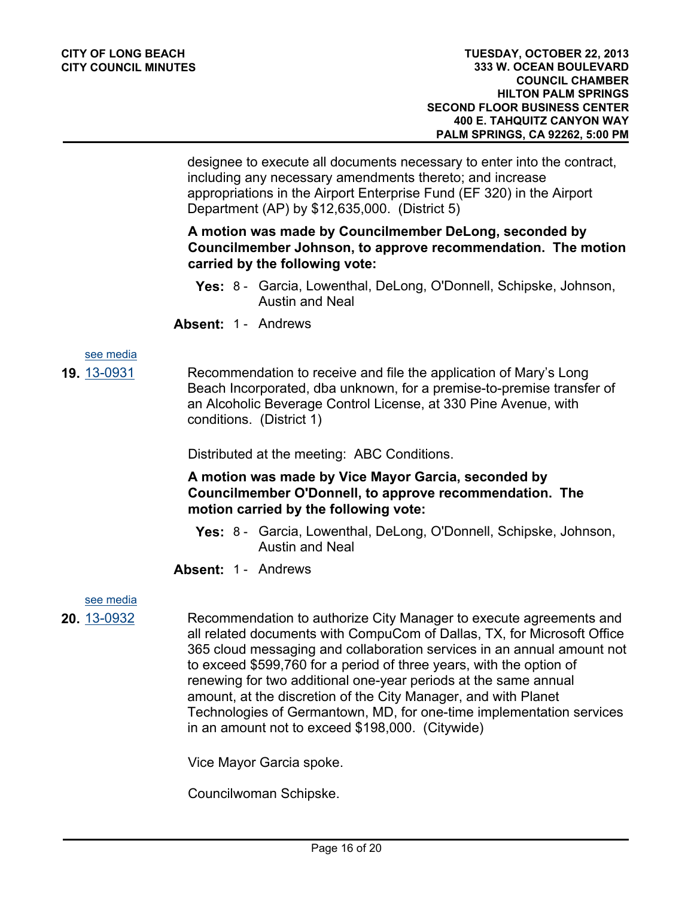designee to execute all documents necessary to enter into the contract, including any necessary amendments thereto; and increase appropriations in the Airport Enterprise Fund (EF 320) in the Airport Department (AP) by $12,635,000. (District 5)

**A motion was made by Councilmember DeLong, seconded by Councilmember Johnson, to approve recommendation. The motion carried by the following vote:**

**Yes:** 8 - Garcia, Lowenthal, DeLong, O'Donnell, Schipske, Johnson, Austin and Neal

**Absent:** 1 - Andrews

see media

**19.** 13-0931

Recommendation to receive and file the application of Mary's Long Beach Incorporated, dba unknown, for a premise-to-premise transfer of an Alcoholic Beverage Control License, at 330 Pine Avenue, with conditions. (District 1)

Distributed at the meeting: ABC Conditions.

**A motion was made by Vice Mayor Garcia, seconded by Councilmember O'Donnell, to approve recommendation. The motion carried by the following vote:**

**Yes:** 8 - Garcia, Lowenthal, DeLong, O'Donnell, Schipske, Johnson, Austin and Neal

**Absent:** 1 - Andrews

see media

**20.** 13-0932

Recommendation to authorize City Manager to execute agreements and all related documents with CompuCom of Dallas, TX, for Microsoft Office 365 cloud messaging and collaboration services in an annual amount not to exceed $599,760 for a period of three years, with the option of renewing for two additional one-year periods at the same annual amount, at the discretion of the City Manager, and with Planet Technologies of Germantown, MD, for one-time implementation services in an amount not to exceed $198,000. (Citywide)

Vice Mayor Garcia spoke.

Councilwoman Schipske.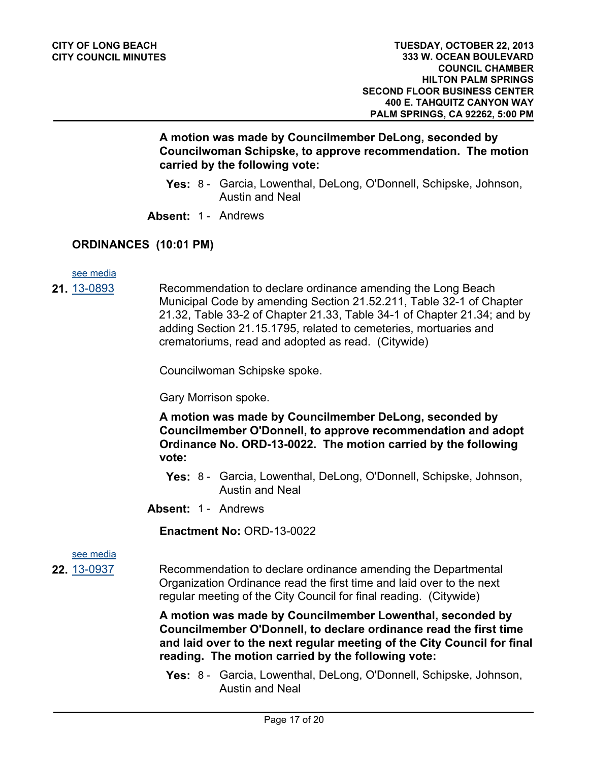**A motion was made by Councilmember DeLong, seconded by Councilwoman Schipske, to approve recommendation. The motion carried by the following vote:**

**Yes:** 8 - Garcia, Lowenthal, DeLong, O'Donnell, Schipske, Johnson, Austin and Neal

**Absent:** 1 - Andrews

## ORDINANCES (10:01 PM)

see media

**21.** 13-0893

Recommendation to declare ordinance amending the Long Beach Municipal Code by amending Section 21.52.211, Table 32-1 of Chapter 21.32, Table 33-2 of Chapter 21.33, Table 34-1 of Chapter 21.34; and by adding Section 21.15.1795, related to cemeteries, mortuaries and crematoriums, read and adopted as read. (Citywide)

Councilwoman Schipske spoke.

Gary Morrison spoke.

**A motion was made by Councilmember DeLong, seconded by Councilmember O'Donnell, to approve recommendation and adopt Ordinance No. ORD-13-0022. The motion carried by the following vote:**

**Yes:** 8 - Garcia, Lowenthal, DeLong, O'Donnell, Schipske, Johnson, Austin and Neal

**Absent:** 1 - Andrews

**Enactment No:** ORD-13-0022

see media

**22.** 13-0937

Recommendation to declare ordinance amending the Departmental Organization Ordinance read the first time and laid over to the next regular meeting of the City Council for final reading. (Citywide)

**A motion was made by Councilmember Lowenthal, seconded by Councilmember O'Donnell, to declare ordinance read the first time and laid over to the next regular meeting of the City Council for final reading. The motion carried by the following vote:**

**Yes:** 8 - Garcia, Lowenthal, DeLong, O'Donnell, Schipske, Johnson, Austin and Neal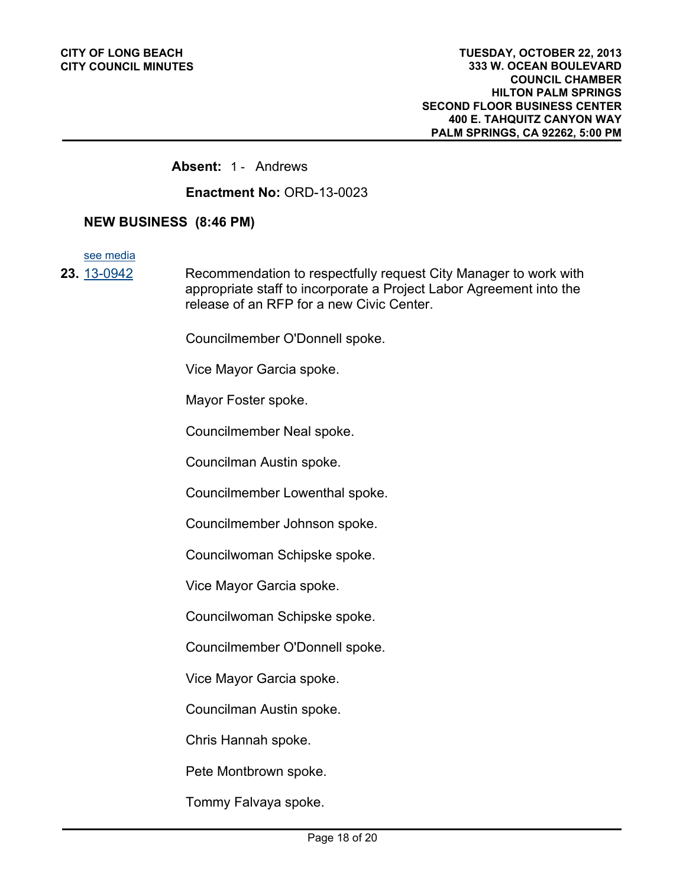**Absent:** 1 - Andrews

**Enactment No:** ORD-13-0023

## NEW BUSINESS (8:46 PM)

see media

**23.** 13-0942

Recommendation to respectfully request City Manager to work with appropriate staff to incorporate a Project Labor Agreement into the release of an RFP for a new Civic Center.

Councilmember O'Donnell spoke.

Vice Mayor Garcia spoke.

Mayor Foster spoke.

Councilmember Neal spoke.

Councilman Austin spoke.

Councilmember Lowenthal spoke.

Councilmember Johnson spoke.

Councilwoman Schipske spoke.

Vice Mayor Garcia spoke.

Councilwoman Schipske spoke.

Councilmember O'Donnell spoke.

Vice Mayor Garcia spoke.

Councilman Austin spoke.

Chris Hannah spoke.

Pete Montbrown spoke.

Tommy Falvaya spoke.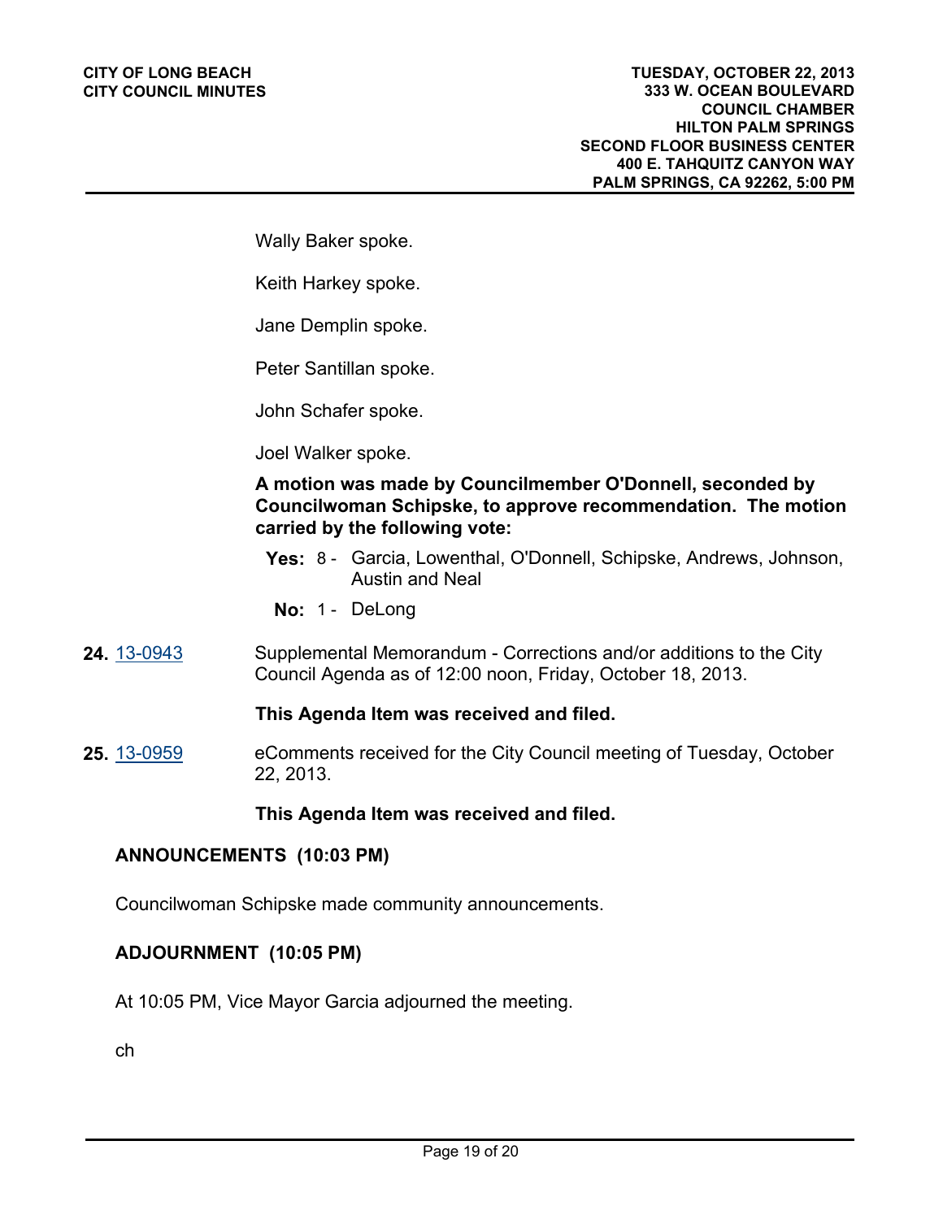Wally Baker spoke.

Keith Harkey spoke.

Jane Demplin spoke.

Peter Santillan spoke.

John Schafer spoke.

Joel Walker spoke.

**A motion was made by Councilmember O'Donnell, seconded by Councilwoman Schipske, to approve recommendation. The motion carried by the following vote:**

**Yes:** 8 - Garcia, Lowenthal, O'Donnell, Schipske, Andrews, Johnson, Austin and Neal

**No:** 1 - DeLong

**24.** 13-0943 Supplemental Memorandum - Corrections and/or additions to the City Council Agenda as of 12:00 noon, Friday, October 18, 2013.

**This Agenda Item was received and filed.**

**25.** 13-0959 eComments received for the City Council meeting of Tuesday, October 22, 2013.

**This Agenda Item was received and filed.**

## ANNOUNCEMENTS (10:03 PM)

Councilwoman Schipske made community announcements.

## ADJOURNMENT (10:05 PM)

At 10:05 PM, Vice Mayor Garcia adjourned the meeting.

ch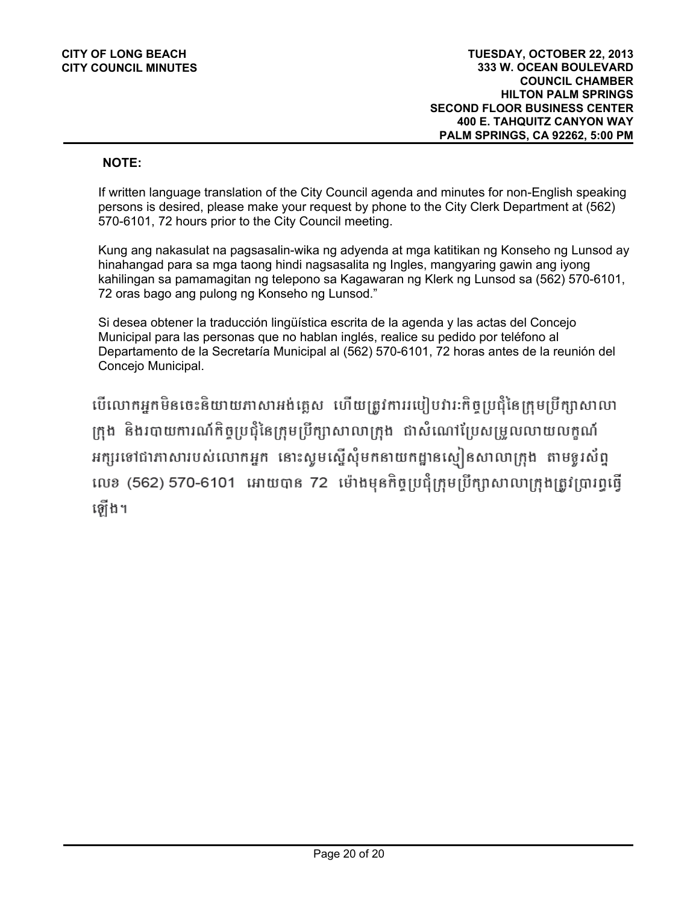**CITY OF LONG BEACH**
**CITY COUNCIL MINUTES**

**TUESDAY, OCTOBER 22, 2013**
**333 W. OCEAN BOULEVARD**
**COUNCIL CHAMBER**
**HILTON PALM SPRINGS**
**SECOND FLOOR BUSINESS CENTER**
**400 E. TAHQUITZ CANYON WAY**
**PALM SPRINGS, CA 92262, 5:00 PM**

**NOTE:**

If written language translation of the City Council agenda and minutes for non-English speaking persons is desired, please make your request by phone to the City Clerk Department at (562) 570-6101, 72 hours prior to the City Council meeting.

Kung ang nakasulat na pagsasalin-wika ng adyenda at mga katitikan ng Konseho ng Lunsod ay hinahangad para sa mga taong hindi nagsasalita ng Ingles, mangyaring gawin ang iyong kahilingan sa pamamagitan ng telepono sa Kagawaran ng Klerk ng Lunsod sa (562) 570-6101, 72 oras bago ang pulong ng Konseho ng Lunsod."

Si desea obtener la traducción lingüística escrita de la agenda y las actas del Concejo Municipal para las personas que no hablan inglés, realice su pedido por teléfono al Departamento de la Secretaría Municipal al (562) 570-6101, 72 horas antes de la reunión del Concejo Municipal.

បើលោកអ្នកមិនចេះនិយាយភាសាអង់គ្លេស ហើយត្រូវការរបៀបវារៈកិច្ចប្រជុំនៃក្រុមប្រឹក្សាសាលាក្រុង និងរបាយការណ៍កិច្ចប្រជុំនៃក្រុមប្រឹក្សាសាលាក្រុង ជាសំណៅប្រែសម្រួលលាយលក្ខណ៍អក្សរទៅជាភាសារបស់លោកអ្នក នោះសូមស្នើសុំមកនាយកដ្ឋានស្មៀនសាលាក្រុង តាមទូរស័ព្ទលេខ (562) 570-6101 អោយបាន 72 ម៉ោងមុនកិច្ចប្រជុំក្រុមប្រឹក្សាសាលាក្រុងត្រូវប្រារព្ធធ្វើឡើង។